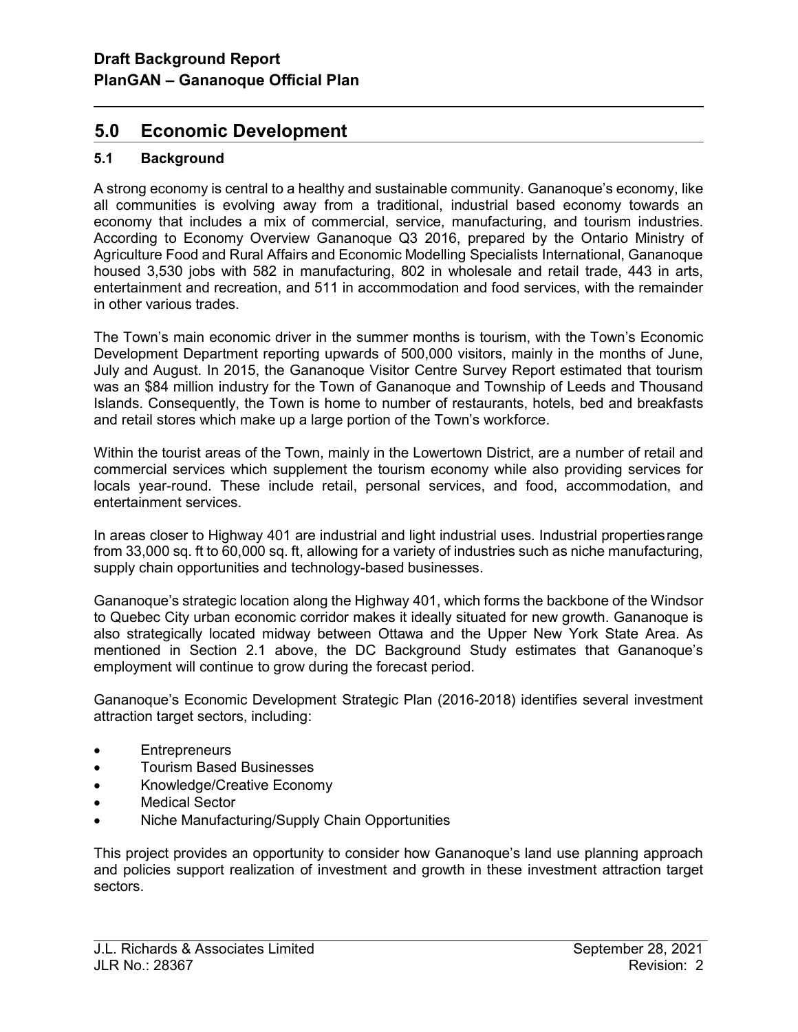## 5.0 Economic Development

### 5.1 Background

A strong economy is central to a healthy and sustainable community. Gananoque's economy, like all communities is evolving away from a traditional, industrial based economy towards an economy that includes a mix of commercial, service, manufacturing, and tourism industries. According to Economy Overview Gananoque Q3 2016, prepared by the Ontario Ministry of Agriculture Food and Rural Affairs and Economic Modelling Specialists International, Gananoque housed 3,530 jobs with 582 in manufacturing, 802 in wholesale and retail trade, 443 in arts, entertainment and recreation, and 511 in accommodation and food services, with the remainder in other various trades.

The Town's main economic driver in the summer months is tourism, with the Town's Economic Development Department reporting upwards of 500,000 visitors, mainly in the months of June, July and August. In 2015, the Gananoque Visitor Centre Survey Report estimated that tourism was an $84 million industry for the Town of Gananoque and Township of Leeds and Thousand Islands. Consequently, the Town is home to number of restaurants, hotels, bed and breakfasts and retail stores which make up a large portion of the Town's workforce.

Within the tourist areas of the Town, mainly in the Lowertown District, are a number of retail and commercial services which supplement the tourism economy while also providing services for locals year-round. These include retail, personal services, and food, accommodation, and entertainment services.

In areas closer to Highway 401 are industrial and light industrial uses. Industrial properties range from 33,000 sq. ft to 60,000 sq. ft, allowing for a variety of industries such as niche manufacturing, supply chain opportunities and technology-based businesses.

Gananoque's strategic location along the Highway 401, which forms the backbone of the Windsor to Quebec City urban economic corridor makes it ideally situated for new growth. Gananoque is also strategically located midway between Ottawa and the Upper New York State Area. As mentioned in Section 2.1 above, the DC Background Study estimates that Gananoque's employment will continue to grow during the forecast period.

Gananoque's Economic Development Strategic Plan (2016-2018) identifies several investment attraction target sectors, including:

- Entrepreneurs
- Tourism Based Businesses
- Knowledge/Creative Economy
- Medical Sector
- Niche Manufacturing/Supply Chain Opportunities

This project provides an opportunity to consider how Gananoque's land use planning approach and policies support realization of investment and growth in these investment attraction target sectors.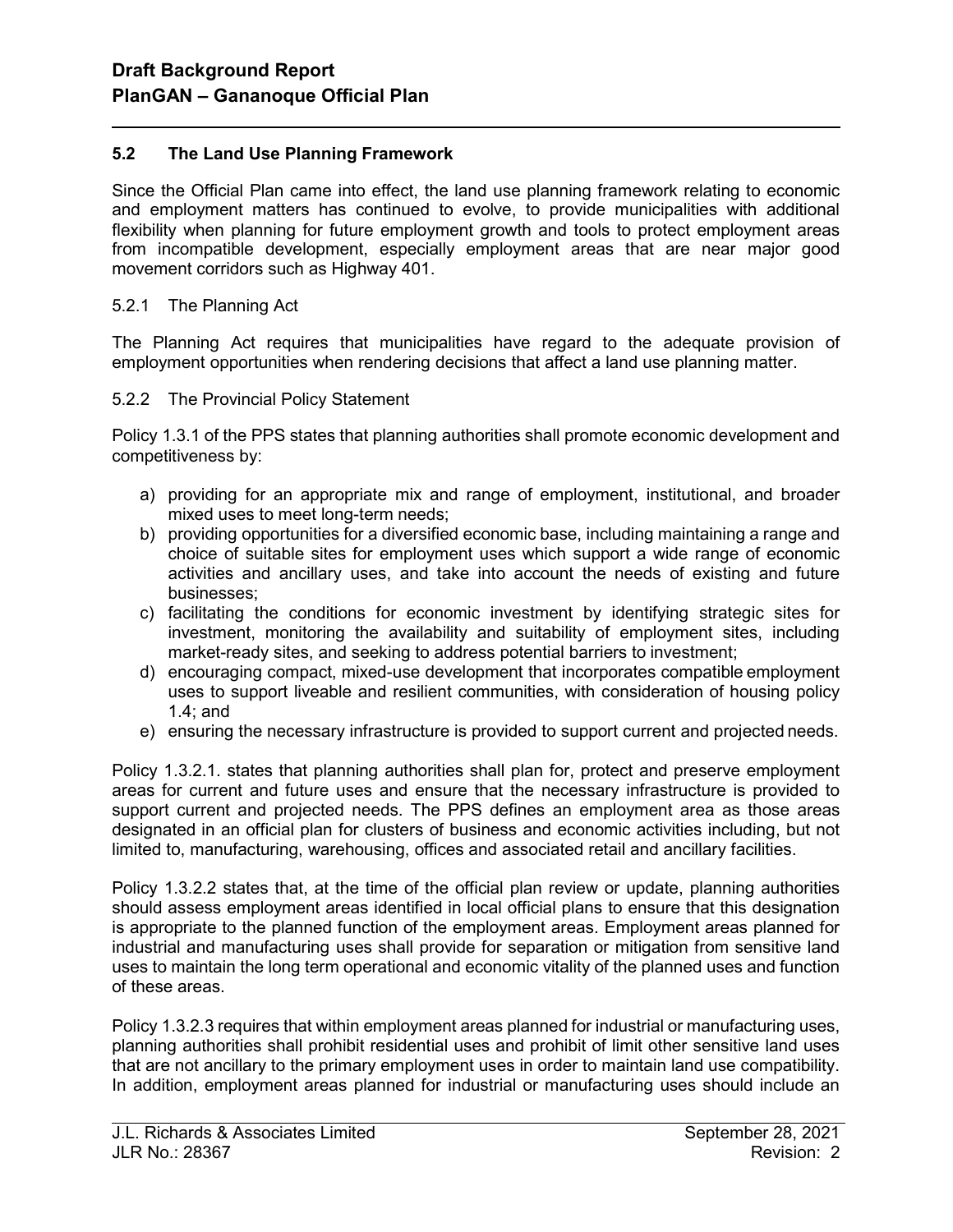## 5.2 The Land Use Planning Framework

Since the Official Plan came into effect, the land use planning framework relating to economic and employment matters has continued to evolve, to provide municipalities with additional flexibility when planning for future employment growth and tools to protect employment areas from incompatible development, especially employment areas that are near major good movement corridors such as Highway 401.

### 5.2.1 The Planning Act

The Planning Act requires that municipalities have regard to the adequate provision of employment opportunities when rendering decisions that affect a land use planning matter.

### 5.2.2 The Provincial Policy Statement

Policy 1.3.1 of the PPS states that planning authorities shall promote economic development and competitiveness by:

a) providing for an appropriate mix and range of employment, institutional, and broader mixed uses to meet long-term needs;
b) providing opportunities for a diversified economic base, including maintaining a range and choice of suitable sites for employment uses which support a wide range of economic activities and ancillary uses, and take into account the needs of existing and future businesses;
c) facilitating the conditions for economic investment by identifying strategic sites for investment, monitoring the availability and suitability of employment sites, including market-ready sites, and seeking to address potential barriers to investment;
d) encouraging compact, mixed-use development that incorporates compatible employment uses to support liveable and resilient communities, with consideration of housing policy 1.4; and
e) ensuring the necessary infrastructure is provided to support current and projected needs.

Policy 1.3.2.1. states that planning authorities shall plan for, protect and preserve employment areas for current and future uses and ensure that the necessary infrastructure is provided to support current and projected needs. The PPS defines an employment area as those areas designated in an official plan for clusters of business and economic activities including, but not limited to, manufacturing, warehousing, offices and associated retail and ancillary facilities.

Policy 1.3.2.2 states that, at the time of the official plan review or update, planning authorities should assess employment areas identified in local official plans to ensure that this designation is appropriate to the planned function of the employment areas. Employment areas planned for industrial and manufacturing uses shall provide for separation or mitigation from sensitive land uses to maintain the long term operational and economic vitality of the planned uses and function of these areas.

Policy 1.3.2.3 requires that within employment areas planned for industrial or manufacturing uses, planning authorities shall prohibit residential uses and prohibit of limit other sensitive land uses that are not ancillary to the primary employment uses in order to maintain land use compatibility. In addition, employment areas planned for industrial or manufacturing uses should include an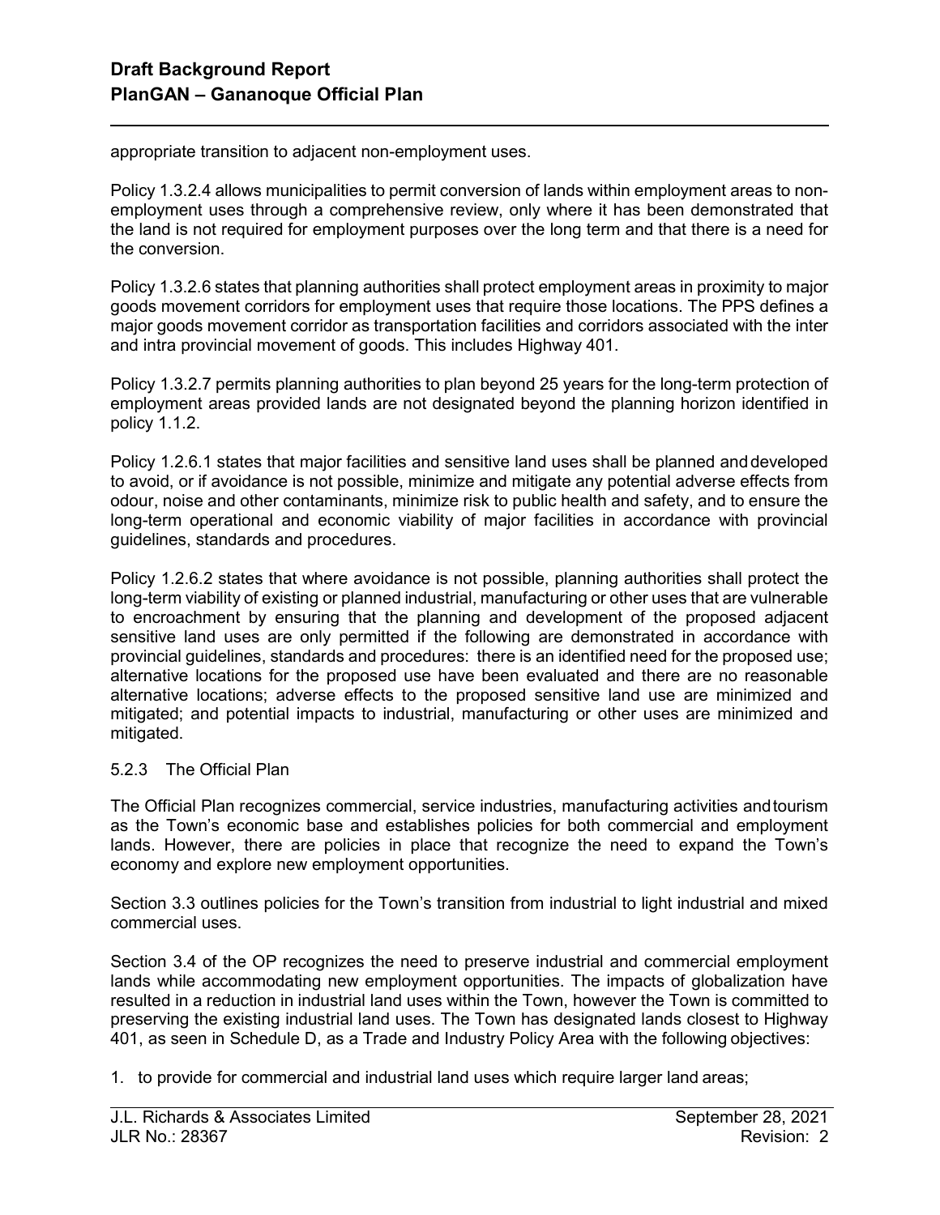appropriate transition to adjacent non-employment uses.

Policy 1.3.2.4 allows municipalities to permit conversion of lands within employment areas to non-employment uses through a comprehensive review, only where it has been demonstrated that the land is not required for employment purposes over the long term and that there is a need for the conversion.

Policy 1.3.2.6 states that planning authorities shall protect employment areas in proximity to major goods movement corridors for employment uses that require those locations. The PPS defines a major goods movement corridor as transportation facilities and corridors associated with the inter and intra provincial movement of goods. This includes Highway 401.

Policy 1.3.2.7 permits planning authorities to plan beyond 25 years for the long-term protection of employment areas provided lands are not designated beyond the planning horizon identified in policy 1.1.2.

Policy 1.2.6.1 states that major facilities and sensitive land uses shall be planned and developed to avoid, or if avoidance is not possible, minimize and mitigate any potential adverse effects from odour, noise and other contaminants, minimize risk to public health and safety, and to ensure the long-term operational and economic viability of major facilities in accordance with provincial guidelines, standards and procedures.

Policy 1.2.6.2 states that where avoidance is not possible, planning authorities shall protect the long-term viability of existing or planned industrial, manufacturing or other uses that are vulnerable to encroachment by ensuring that the planning and development of the proposed adjacent sensitive land uses are only permitted if the following are demonstrated in accordance with provincial guidelines, standards and procedures: there is an identified need for the proposed use; alternative locations for the proposed use have been evaluated and there are no reasonable alternative locations; adverse effects to the proposed sensitive land use are minimized and mitigated; and potential impacts to industrial, manufacturing or other uses are minimized and mitigated.

### 5.2.3 The Official Plan

The Official Plan recognizes commercial, service industries, manufacturing activities and tourism as the Town's economic base and establishes policies for both commercial and employment lands. However, there are policies in place that recognize the need to expand the Town's economy and explore new employment opportunities.

Section 3.3 outlines policies for the Town's transition from industrial to light industrial and mixed commercial uses.

Section 3.4 of the OP recognizes the need to preserve industrial and commercial employment lands while accommodating new employment opportunities. The impacts of globalization have resulted in a reduction in industrial land uses within the Town, however the Town is committed to preserving the existing industrial land uses. The Town has designated lands closest to Highway 401, as seen in Schedule D, as a Trade and Industry Policy Area with the following objectives:

1. to provide for commercial and industrial land uses which require larger land areas;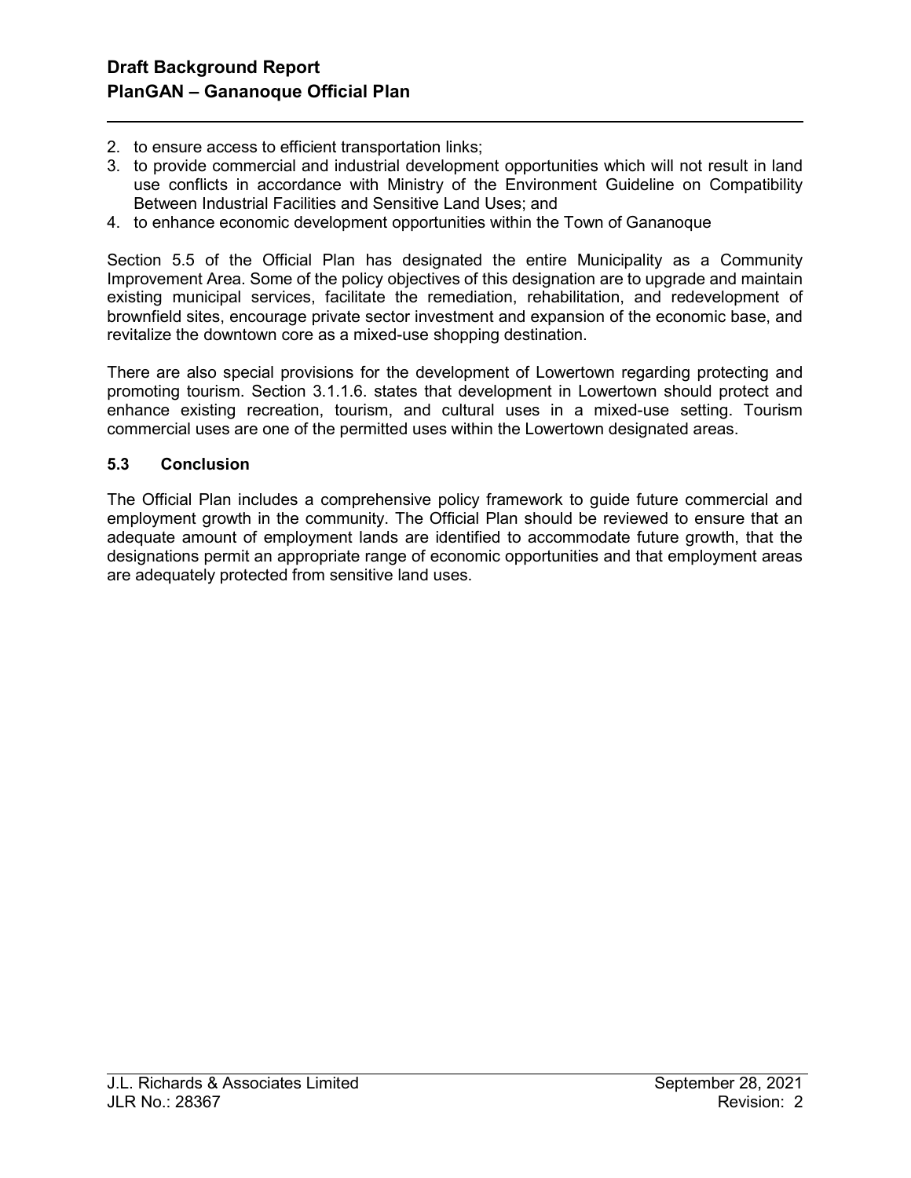2. to ensure access to efficient transportation links;
3. to provide commercial and industrial development opportunities which will not result in land use conflicts in accordance with Ministry of the Environment Guideline on Compatibility Between Industrial Facilities and Sensitive Land Uses; and
4. to enhance economic development opportunities within the Town of Gananoque

Section 5.5 of the Official Plan has designated the entire Municipality as a Community Improvement Area. Some of the policy objectives of this designation are to upgrade and maintain existing municipal services, facilitate the remediation, rehabilitation, and redevelopment of brownfield sites, encourage private sector investment and expansion of the economic base, and revitalize the downtown core as a mixed-use shopping destination.

There are also special provisions for the development of Lowertown regarding protecting and promoting tourism. Section 3.1.1.6. states that development in Lowertown should protect and enhance existing recreation, tourism, and cultural uses in a mixed-use setting. Tourism commercial uses are one of the permitted uses within the Lowertown designated areas.

### 5.3 Conclusion

The Official Plan includes a comprehensive policy framework to guide future commercial and employment growth in the community. The Official Plan should be reviewed to ensure that an adequate amount of employment lands are identified to accommodate future growth, that the designations permit an appropriate range of economic opportunities and that employment areas are adequately protected from sensitive land uses.